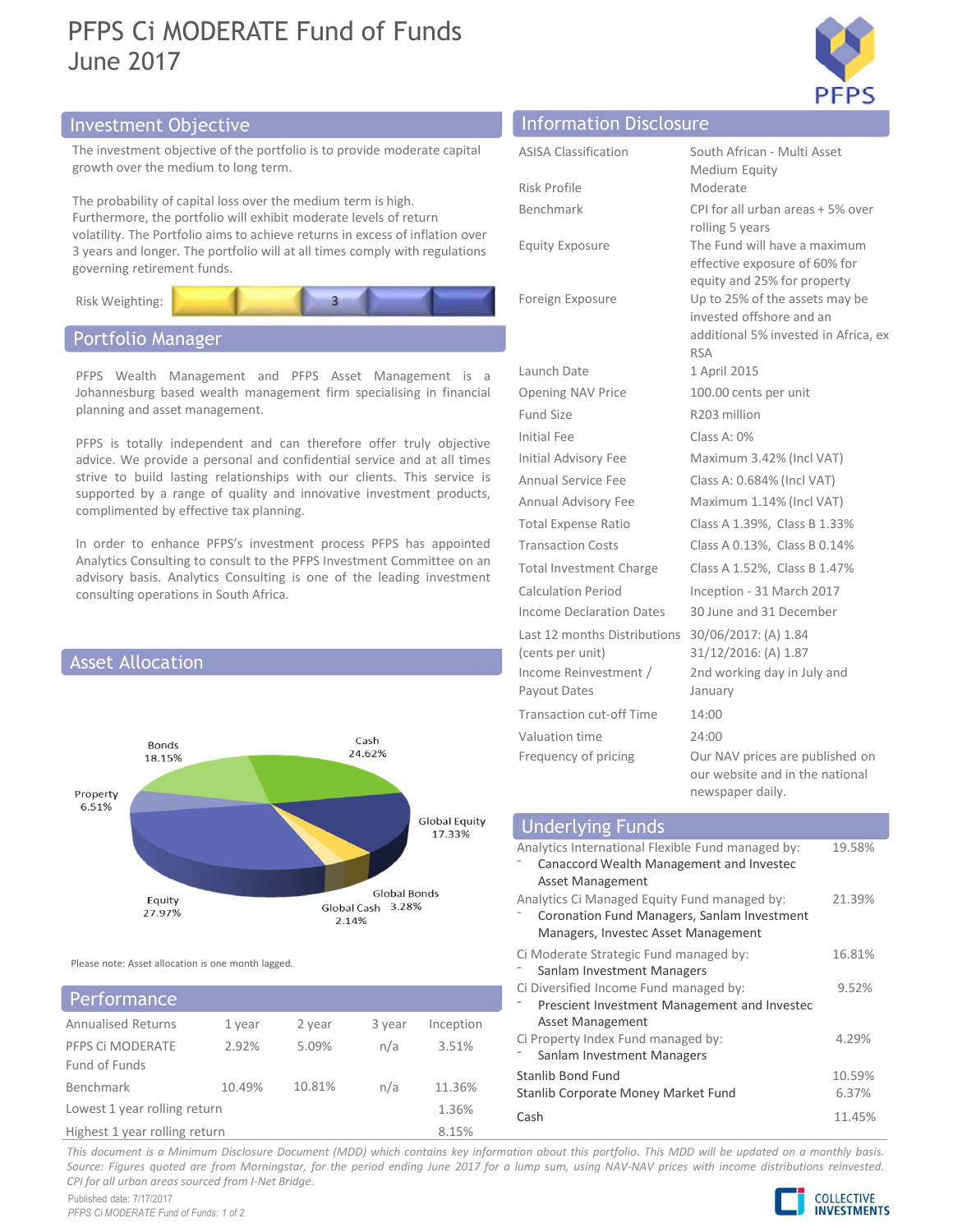# PFPS Ci MODERATE Fund of Funds
June 2017

## Investment Objective

The investment objective of the portfolio is to provide moderate capital growth over the medium to long term.

The probability of capital loss over the medium term is high. Furthermore, the portfolio will exhibit moderate levels of return volatility. The Portfolio aims to achieve returns in excess of inflation over 3 years and longer. The portfolio will at all times comply with regulations governing retirement funds.

Risk Weighting: 3

## Portfolio Manager

PFPS Wealth Management and PFPS Asset Management is a Johannesburg based wealth management firm specialising in financial planning and asset management.

PFPS is totally independent and can therefore offer truly objective advice. We provide a personal and confidential service and at all times strive to build lasting relationships with our clients. This service is supported by a range of quality and innovative investment products, complimented by effective tax planning.

In order to enhance PFPS's investment process PFPS has appointed Analytics Consulting to consult to the PFPS Investment Committee on an advisory basis. Analytics Consulting is one of the leading investment consulting operations in South Africa.

## Asset Allocation

| Asset | Allocation |
|---|---|
| Cash | 24.62% |
| Global Equity | 17.33% |
| Global Bonds | 3.28% |
| Global Cash | 2.14% |
| Equity | 27.97% |
| Property | 6.51% |
| Bonds | 18.15% |

Please note: Asset allocation is one month lagged.

## Performance

| Annualised Returns | 1 year | 2 year | 3 year | Inception |
|---|---|---|---|---|
| PFPS Ci MODERATE Fund of Funds | 2.92% | 5.09% | n/a | 3.51% |
| Benchmark | 10.49% | 10.81% | n/a | 11.36% |
| Lowest 1 year rolling return | | | | 1.36% |
| Highest 1 year rolling return | | | | 8.15% |

## Information Disclosure

| | |
|---|---|
| ASISA Classification | South African - Multi Asset Medium Equity |
| Risk Profile | Moderate |
| Benchmark | CPI for all urban areas + 5% over rolling 5 years |
| Equity Exposure | The Fund will have a maximum effective exposure of 60% for equity and 25% for property |
| Foreign Exposure | Up to 25% of the assets may be invested offshore and an additional 5% invested in Africa, ex RSA |
| Launch Date | 1 April 2015 |
| Opening NAV Price | 100.00 cents per unit |
| Fund Size | R203 million |
| Initial Fee | Class A: 0% |
| Initial Advisory Fee | Maximum 3.42% (Incl VAT) |
| Annual Service Fee | Class A: 0.684% (Incl VAT) |
| Annual Advisory Fee | Maximum 1.14% (Incl VAT) |
| Total Expense Ratio | Class A 1.39%, Class B 1.33% |
| Transaction Costs | Class A 0.13%, Class B 0.14% |
| Total Investment Charge | Class A 1.52%, Class B 1.47% |
| Calculation Period | Inception - 31 March 2017 |
| Income Declaration Dates | 30 June and 31 December |
| Last 12 months Distributions (cents per unit) | 30/06/2017: (A) 1.84<br>31/12/2016: (A) 1.87 |
| Income Reinvestment / Payout Dates | 2nd working day in July and January |
| Transaction cut-off Time | 14:00 |
| Valuation time | 24:00 |
| Frequency of pricing | Our NAV prices are published on our website and in the national newspaper daily. |

## Underlying Funds

| Fund | Weight |
|---|---|
| Analytics International Flexible Fund managed by:<br>- Canaccord Wealth Management and Investec Asset Management | 19.58% |
| Analytics Ci Managed Equity Fund managed by:<br>- Coronation Fund Managers, Sanlam Investment Managers, Investec Asset Management | 21.39% |
| Ci Moderate Strategic Fund managed by:<br>- Sanlam Investment Managers | 16.81% |
| Ci Diversified Income Fund managed by:<br>- Prescient Investment Management and Investec Asset Management | 9.52% |
| Ci Property Index Fund managed by:<br>- Sanlam Investment Managers | 4.29% |
| Stanlib Bond Fund | 10.59% |
| Stanlib Corporate Money Market Fund | 6.37% |
| Cash | 11.45% |

*This document is a Minimum Disclosure Document (MDD) which contains key information about this portfolio. This MDD will be updated on a monthly basis. Source: Figures quoted are from Morningstar, for the period ending June 2017 for a lump sum, using NAV-NAV prices with income distributions reinvested. CPI for all urban areas sourced from I-Net Bridge.*

Published date: 7/17/2017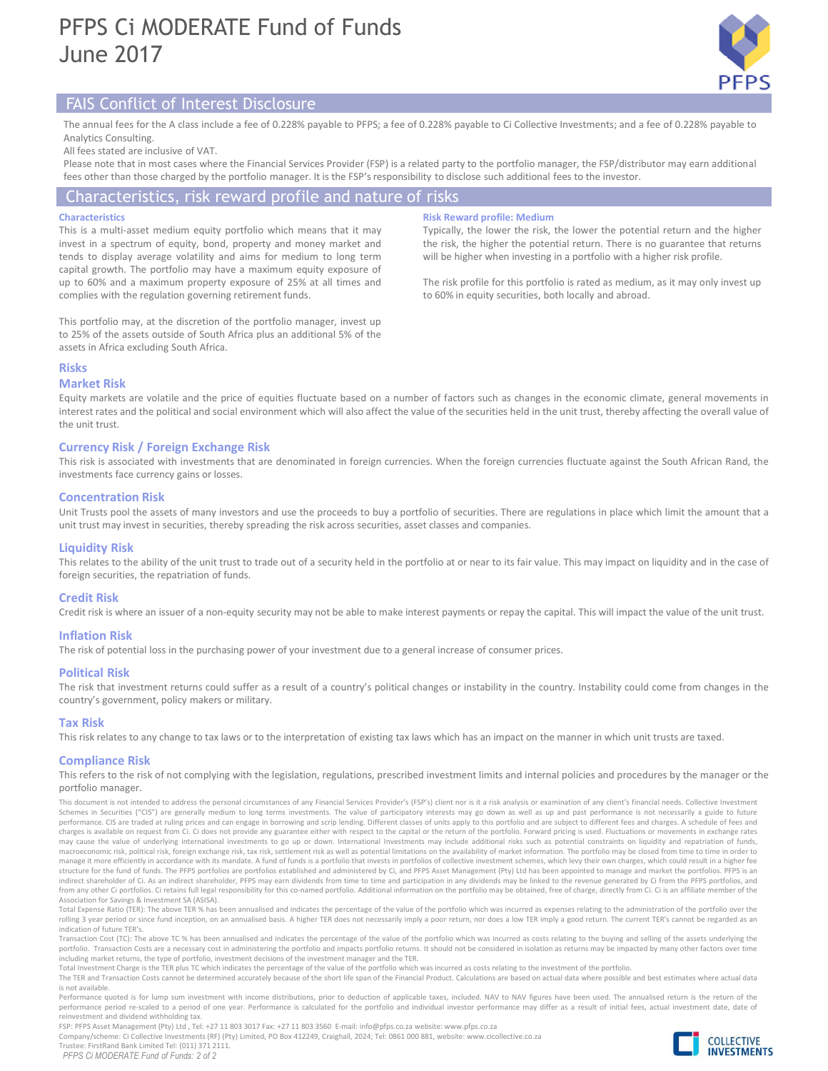# PFPS Ci MODERATE Fund of Funds
# June 2017

## FAIS Conflict of Interest Disclosure

The annual fees for the A class include a fee of 0.228% payable to PFPS; a fee of 0.228% payable to Ci Collective Investments; and a fee of 0.228% payable to Analytics Consulting.

All fees stated are inclusive of VAT.

Please note that in most cases where the Financial Services Provider (FSP) is a related party to the portfolio manager, the FSP/distributor may earn additional fees other than those charged by the portfolio manager. It is the FSP's responsibility to disclose such additional fees to the investor.

## Characteristics, risk reward profile and nature of risks

### Characteristics

This is a multi-asset medium equity portfolio which means that it may invest in a spectrum of equity, bond, property and money market and tends to display average volatility and aims for medium to long term capital growth. The portfolio may have a maximum equity exposure of up to 60% and a maximum property exposure of 25% at all times and complies with the regulation governing retirement funds.

This portfolio may, at the discretion of the portfolio manager, invest up to 25% of the assets outside of South Africa plus an additional 5% of the assets in Africa excluding South Africa.

### Risk Reward profile: Medium

Typically, the lower the risk, the lower the potential return and the higher the risk, the higher the potential return. There is no guarantee that returns will be higher when investing in a portfolio with a higher risk profile.

The risk profile for this portfolio is rated as medium, as it may only invest up to 60% in equity securities, both locally and abroad.

### Risks

#### Market Risk

Equity markets are volatile and the price of equities fluctuate based on a number of factors such as changes in the economic climate, general movements in interest rates and the political and social environment which will also affect the value of the securities held in the unit trust, thereby affecting the overall value of the unit trust.

#### Currency Risk / Foreign Exchange Risk

This risk is associated with investments that are denominated in foreign currencies. When the foreign currencies fluctuate against the South African Rand, the investments face currency gains or losses.

#### Concentration Risk

Unit Trusts pool the assets of many investors and use the proceeds to buy a portfolio of securities. There are regulations in place which limit the amount that a unit trust may invest in securities, thereby spreading the risk across securities, asset classes and companies.

#### Liquidity Risk

This relates to the ability of the unit trust to trade out of a security held in the portfolio at or near to its fair value. This may impact on liquidity and in the case of foreign securities, the repatriation of funds.

#### Credit Risk

Credit risk is where an issuer of a non-equity security may not be able to make interest payments or repay the capital. This will impact the value of the unit trust.

#### Inflation Risk

The risk of potential loss in the purchasing power of your investment due to a general increase of consumer prices.

#### Political Risk

The risk that investment returns could suffer as a result of a country's political changes or instability in the country. Instability could come from changes in the country's government, policy makers or military.

#### Tax Risk

This risk relates to any change to tax laws or to the interpretation of existing tax laws which has an impact on the manner in which unit trusts are taxed.

#### Compliance Risk

This refers to the risk of not complying with the legislation, regulations, prescribed investment limits and internal policies and procedures by the manager or the portfolio manager.

This document is not intended to address the personal circumstances of any Financial Services Provider's (FSP's) client nor is it a risk analysis or examination of any client's financial needs. Collective Investment Schemes in Securities ("CIS") are generally medium to long terms investments. The value of participatory interests may go down as well as up and past performance is not necessarily a guide to future performance. CIS are traded at ruling prices and can engage in borrowing and scrip lending. Different classes of units apply to this portfolio and are subject to different fees and charges. A schedule of fees and charges is available on request from Ci. Ci does not provide any guarantee either with respect to the capital or the return of the portfolio. Forward pricing is used. Fluctuations or movements in exchange rates may cause the value of underlying international investments to go up or down. International Investments may include additional risks such as potential constraints on liquidity and repatriation of funds, macroeconomic risk, political risk, foreign exchange risk, tax risk, settlement risk as well as potential limitations on the availability of market information. The portfolio may be closed from time to time in order to manage it more efficiently in accordance with its mandate. A fund of funds is a portfolio that invests in portfolios of collective investment schemes, which levy their own charges, which could result in a higher fee structure for the fund of funds. The PFPS portfolios are portfolios established and administered by Ci, and PFPS Asset Management (Pty) Ltd has been appointed to manage and market the portfolios. PFPS is an indirect shareholder of Ci. As an indirect shareholder, PFPS may earn dividends from time to time and participation in any dividends may be linked to the revenue generated by Ci from the PFPS portfolios, and from any other Ci portfolios. Ci retains full legal responsibility for this co-named portfolio. Additional information on the portfolio may be obtained, free of charge, directly from Ci. Ci is an affiliate member of the Association for Savings & Investment SA (ASISA).

Total Expense Ratio (TER): The above TER % has been annualised and indicates the percentage of the value of the portfolio which was incurred as expenses relating to the administration of the portfolio over the rolling 3 year period or since fund inception, on an annualised basis. A higher TER does not necessarily imply a poor return, nor does a low TER imply a good return. The current TER's cannot be regarded as an indication of future TER's.

Transaction Cost (TC): The above TC % has been annualised and indicates the percentage of the value of the portfolio which was incurred as costs relating to the buying and selling of the assets underlying the portfolio. Transaction Costs are a necessary cost in administering the portfolio and impacts portfolio returns. It should not be considered in isolation as returns may be impacted by many other factors over time including market returns, the type of portfolio, investment decisions of the investment manager and the TER.

Total Investment Charge is the TER plus TC which indicates the percentage of the value of the portfolio which was incurred as costs relating to the investment of the portfolio.

The TER and Transaction Costs cannot be determined accurately because of the short life span of the Financial Product. Calculations are based on actual data where possible and best estimates where actual data is not available.

Performance quoted is for lump sum investment with income distributions, prior to deduction of applicable taxes, included. NAV to NAV figures have been used. The annualised return is the return of the performance period re-scaled to a period of one year. Performance is calculated for the portfolio and individual investor performance may differ as a result of initial fees, actual investment date, date of reinvestment and dividend withholding tax.

FSP: PFPS Asset Management (Pty) Ltd , Tel: +27 11 803 3017 Fax: +27 11 803 3560 E-mail: info@pfps.co.za website: www.pfps.co.za

Company/scheme: Ci Collective Investments (RF) (Pty) Limited, PO Box 412249, Craighall, 2024; Tel: 0861 000 881, website: www.cicollective.co.za

Trustee: FirstRand Bank Limited Tel: (011) 371 2111.